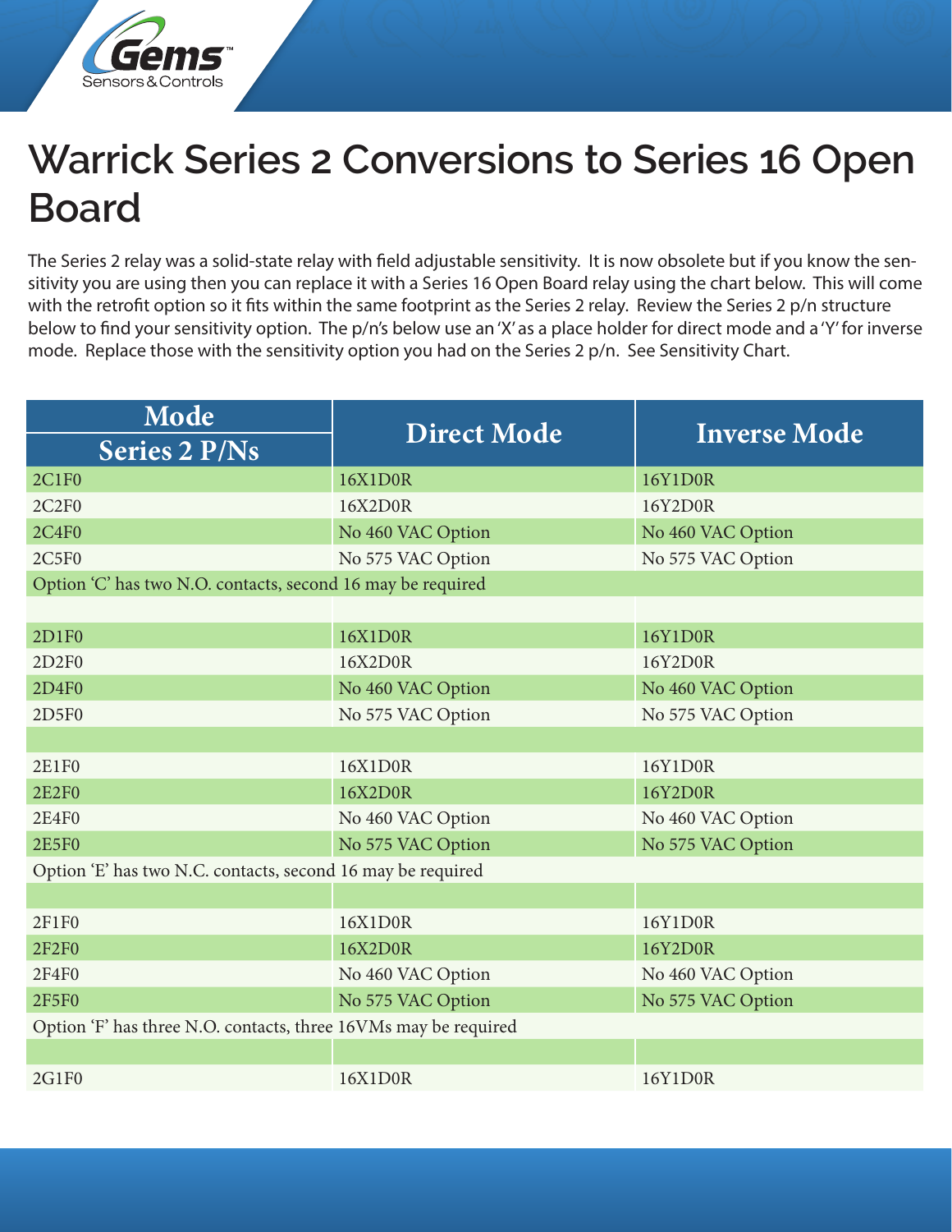# Warrick Series 2 Conversions to Series 16 Open Board

The Series 2 relay was a solid-state relay with field adjustable sensitivity. It is now obsolete but if you know the sensitivity you are using then you can replace it with a Series 16 Open Board relay using the chart below. This will come with the retrofit option so it fits within the same footprint as the Series 2 relay. Review the Series 2 p/n structure below to find your sensitivity option. The p/n's below use an 'X' as a place holder for direct mode and a 'Y' for inverse mode. Replace those with the sensitivity option you had on the Series 2 p/n. See Sensitivity Chart.

| Mode<br>Series 2 P/Ns | Direct Mode | Inverse Mode |
|---|---|---|
| 2C1F0 | 16X1D0R | 16Y1D0R |
| 2C2F0 | 16X2D0R | 16Y2D0R |
| 2C4F0 | No 460 VAC Option | No 460 VAC Option |
| 2C5F0 | No 575 VAC Option | No 575 VAC Option |
| Option 'C' has two N.O. contacts, second 16 may be required | | |
| | | |
| 2D1F0 | 16X1D0R | 16Y1D0R |
| 2D2F0 | 16X2D0R | 16Y2D0R |
| 2D4F0 | No 460 VAC Option | No 460 VAC Option |
| 2D5F0 | No 575 VAC Option | No 575 VAC Option |
| | | |
| 2E1F0 | 16X1D0R | 16Y1D0R |
| 2E2F0 | 16X2D0R | 16Y2D0R |
| 2E4F0 | No 460 VAC Option | No 460 VAC Option |
| 2E5F0 | No 575 VAC Option | No 575 VAC Option |
| Option 'E' has two N.C. contacts, second 16 may be required | | |
| | | |
| 2F1F0 | 16X1D0R | 16Y1D0R |
| 2F2F0 | 16X2D0R | 16Y2D0R |
| 2F4F0 | No 460 VAC Option | No 460 VAC Option |
| 2F5F0 | No 575 VAC Option | No 575 VAC Option |
| Option 'F' has three N.O. contacts, three 16VMs may be required | | |
| | | |
| 2G1F0 | 16X1D0R | 16Y1D0R |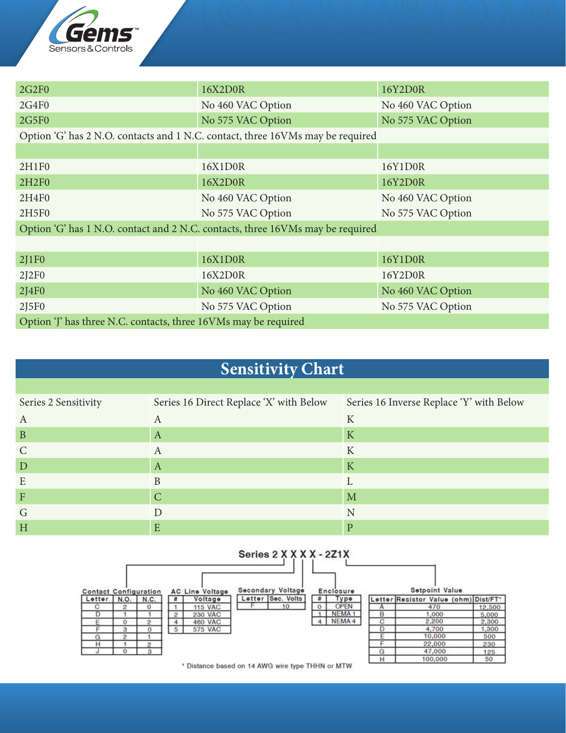| | | |
|---|---|---|
| 2G2F0 | 16X2D0R | 16Y2D0R |
| 2G4F0 | No 460 VAC Option | No 460 VAC Option |
| 2G5F0 | No 575 VAC Option | No 575 VAC Option |
| Option 'G' has 2 N.O. contacts and 1 N.C. contact, three 16VMs may be required | | |
| | | |
| 2H1F0 | 16X1D0R | 16Y1D0R |
| 2H2F0 | 16X2D0R | 16Y2D0R |
| 2H4F0 | No 460 VAC Option | No 460 VAC Option |
| 2H5F0 | No 575 VAC Option | No 575 VAC Option |
| Option 'G' has 1 N.O. contact and 2 N.C. contacts, three 16VMs may be required | | |
| | | |
| 2J1F0 | 16X1D0R | 16Y1D0R |
| 2J2F0 | 16X2D0R | 16Y2D0R |
| 2J4F0 | No 460 VAC Option | No 460 VAC Option |
| 2J5F0 | No 575 VAC Option | No 575 VAC Option |
| Option 'J' has three N.C. contacts, three 16VMs may be required | | |

## Sensitivity Chart

| Series 2 Sensitivity | Series 16 Direct Replace 'X' with Below | Series 16 Inverse Replace 'Y' with Below |
|---|---|---|
| A | A | K |
| B | A | K |
| C | A | K |
| D | A | K |
| E | B | L |
| F | C | M |
| G | D | N |
| H | E | P |

**Series 2 X X X X - 2Z1X**

**Contact Configuration**

| Letter | N.O. | N.C. |
|---|---|---|
| C | 2 | 0 |
| D | 1 | 1 |
| E | 0 | 2 |
| F | 3 | 0 |
| G | 2 | 1 |
| H | 1 | 2 |
| J | 0 | 3 |

**AC Line Voltage**

| # | Voltage |
|---|---|
| 1 | 115 VAC |
| 2 | 230 VAC |
| 4 | 460 VAC |
| 5 | 575 VAC |

**Secondary Voltage**

| Letter | Sec. Volts |
|---|---|
| F | 10 |

**Enclosure**

| # | Type |
|---|---|
| 0 | OPEN |
| 1 | NEMA 1 |
| 4 | NEMA 4 |

**Setpoint Value**

| Letter | Resistor Value (ohm) | Dist/FT* |
|---|---|---|
| A | 470 | 12,500 |
| B | 1,000 | 5,000 |
| C | 2,200 | 2,300 |
| D | 4,700 | 1,300 |
| E | 10,000 | 500 |
| F | 22,000 | 230 |
| G | 47,000 | 125 |
| H | 100,000 | 50 |

* Distance based on 14 AWG wire type THHN or MTW